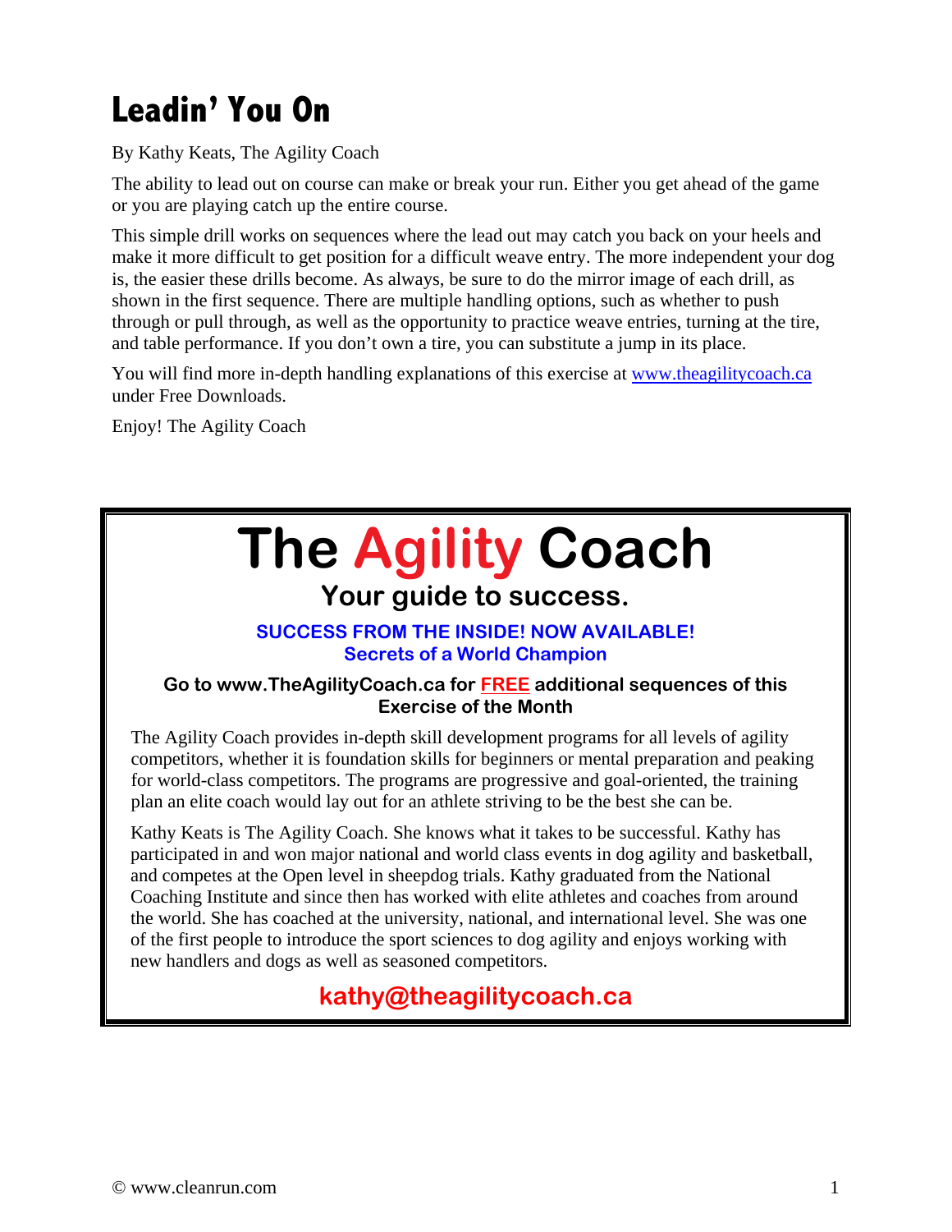# Leadin' You On

By Kathy Keats, The Agility Coach

The ability to lead out on course can make or break your run. Either you get ahead of the game or you are playing catch up the entire course.

This simple drill works on sequences where the lead out may catch you back on your heels and make it more difficult to get position for a difficult weave entry. The more independent your dog is, the easier these drills become. As always, be sure to do the mirror image of each drill, as shown in the first sequence. There are multiple handling options, such as whether to push through or pull through, as well as the opportunity to practice weave entries, turning at the tire, and table performance. If you don't own a tire, you can substitute a jump in its place.

You will find more in-depth handling explanations of this exercise at [www.theagilitycoach.ca](http://www.theagilitycoach.ca) under Free Downloads.

Enjoy! The Agility Coach

---

# The Agility Coach

## Your guide to success.

**SUCCESS FROM THE INSIDE! NOW AVAILABLE!**
**Secrets of a World Champion**

**Go to www.TheAgilityCoach.ca for FREE additional sequences of this Exercise of the Month**

The Agility Coach provides in-depth skill development programs for all levels of agility competitors, whether it is foundation skills for beginners or mental preparation and peaking for world-class competitors. The programs are progressive and goal-oriented, the training plan an elite coach would lay out for an athlete striving to be the best she can be.

Kathy Keats is The Agility Coach. She knows what it takes to be successful. Kathy has participated in and won major national and world class events in dog agility and basketball, and competes at the Open level in sheepdog trials. Kathy graduated from the National Coaching Institute and since then has worked with elite athletes and coaches from around the world. She has coached at the university, national, and international level. She was one of the first people to introduce the sport sciences to dog agility and enjoys working with new handlers and dogs as well as seasoned competitors.

**kathy@theagilitycoach.ca**

© www.cleanrun.com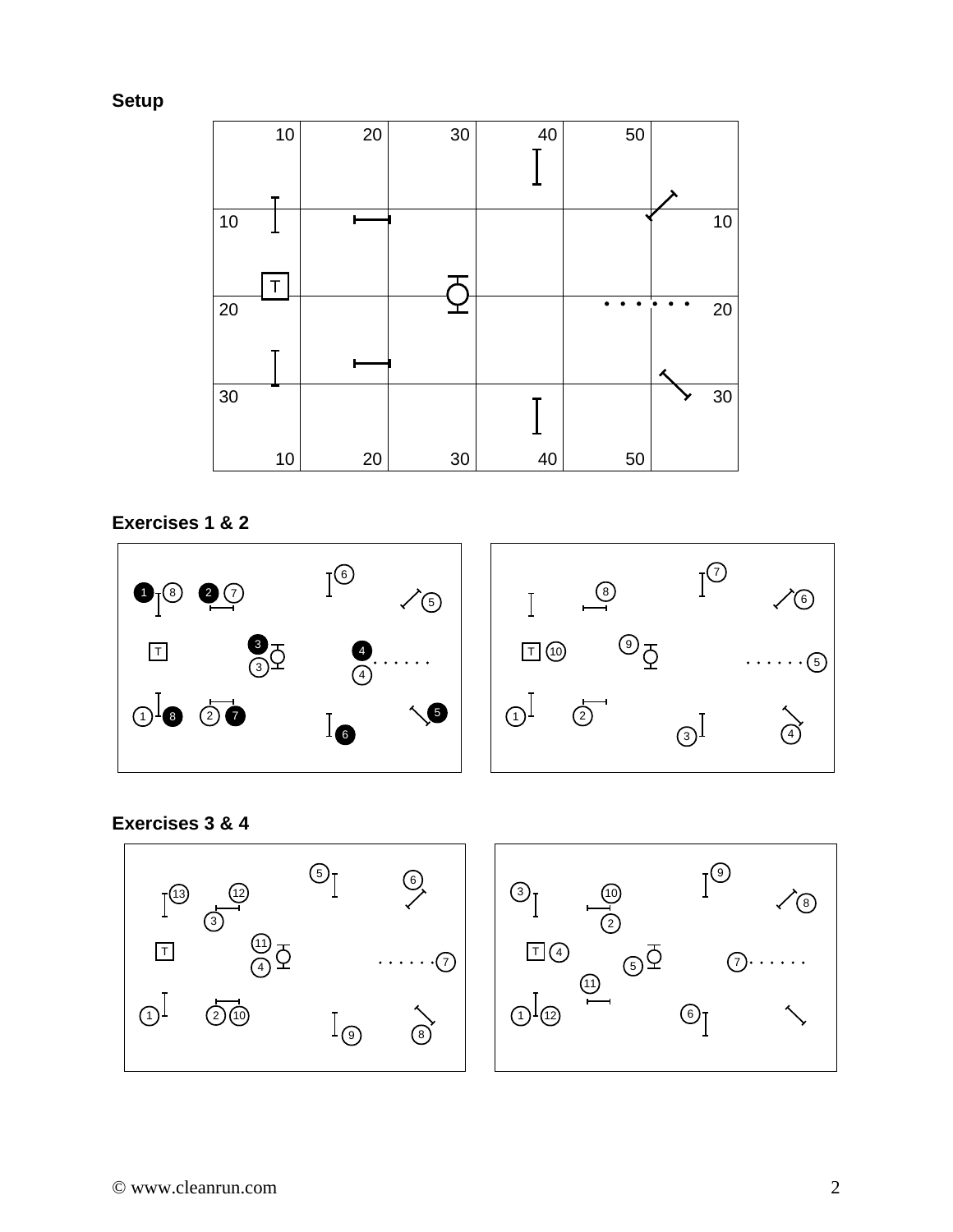**Setup**

**Exercises 1 & 2**

**Exercises 3 & 4**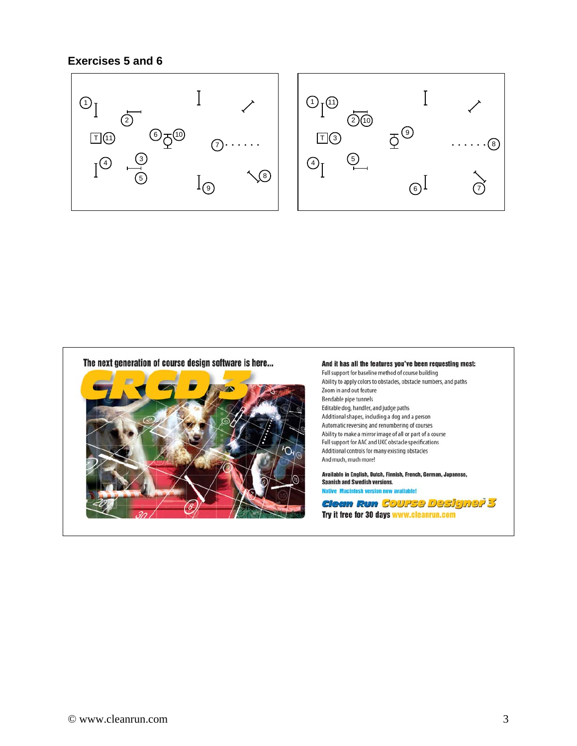## Exercises 5 and 6

1 T 11
2
6 10
7
3
4
5
9
8

1 11
2 10
T 3
9
8
4
5
6
7

The next generation of course design software is here...

CRCD 3

And it has all the features you've been requesting most:

Full support for baseline method of course building
Ability to apply colors to obstacles, obstacle numbers, and paths
Zoom in and out feature
Bendable pipe tunnels
Editable dog, handler, and judge paths
Additional shapes, including a dog and a person
Automatic reversing and renumbering of courses
Ability to make a mirror image of all or part of a course
Full support for AAC and UKC obstacle specifications
Additional controls for many existing obstacles
And much, much more!

Available in English, Dutch, Finnish, French, German, Japanese, Spanish and Swedish versions.
Native Macintosh version now available!

Clean Run Course Designer 3
Try it free for 30 days www.cleanrun.com

© www.cleanrun.com